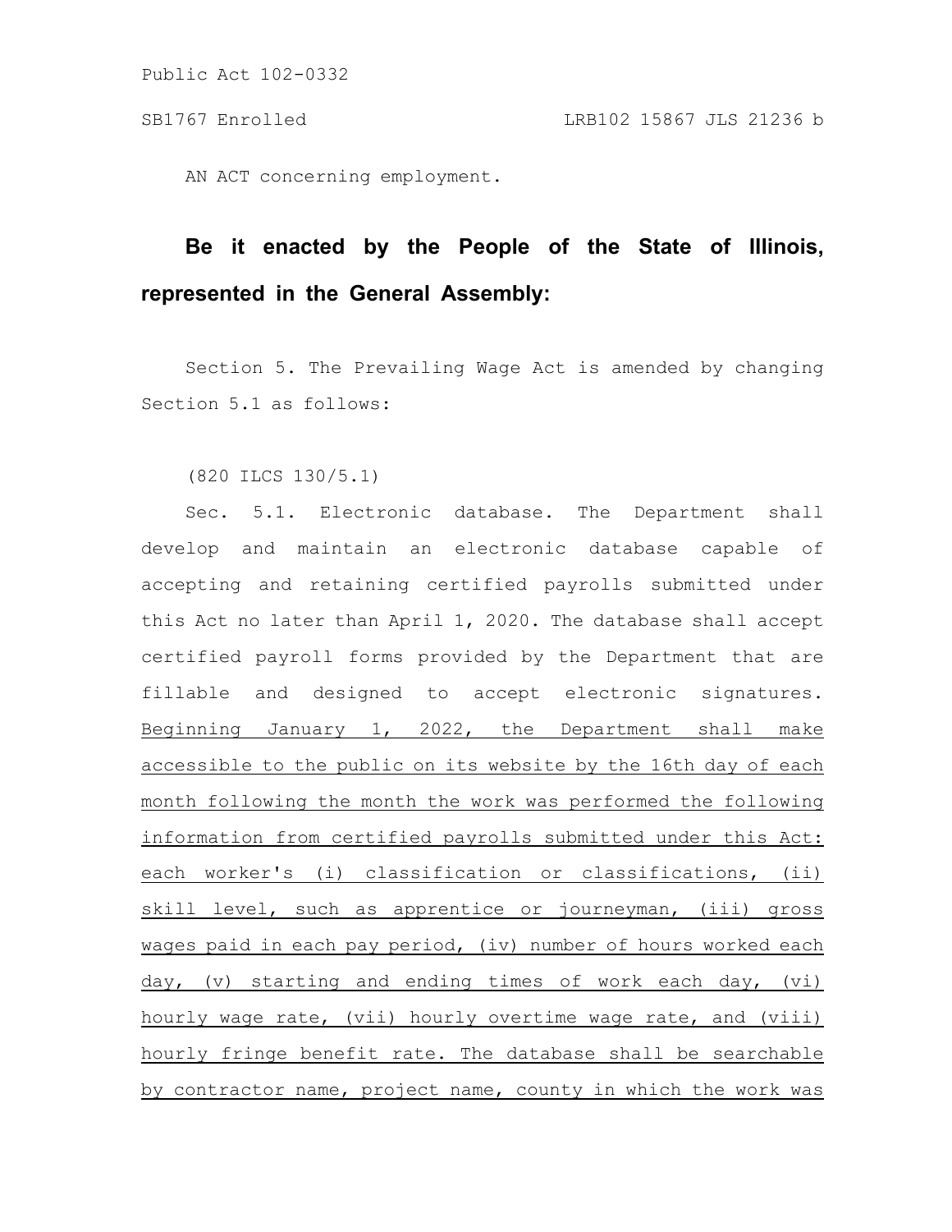Public Act 102-0332

SB1767 Enrolled LRB102 15867 JLS 21236 b

AN ACT concerning employment.

**Be it enacted by the People of the State of Illinois, represented in the General Assembly:**

Section 5. The Prevailing Wage Act is amended by changing Section 5.1 as follows:

(820 ILCS 130/5.1)

Sec. 5.1. Electronic database. The Department shall develop and maintain an electronic database capable of accepting and retaining certified payrolls submitted under this Act no later than April 1, 2020. The database shall accept certified payroll forms provided by the Department that are fillable and designed to accept electronic signatures. <u>Beginning January 1, 2022, the Department shall make accessible to the public on its website by the 16th day of each month following the month the work was performed the following information from certified payrolls submitted under this Act: each worker's (i) classification or classifications, (ii) skill level, such as apprentice or journeyman, (iii) gross wages paid in each pay period, (iv) number of hours worked each day, (v) starting and ending times of work each day, (vi) hourly wage rate, (vii) hourly overtime wage rate, and (viii) hourly fringe benefit rate. The database shall be searchable by contractor name, project name, county in which the work was</u>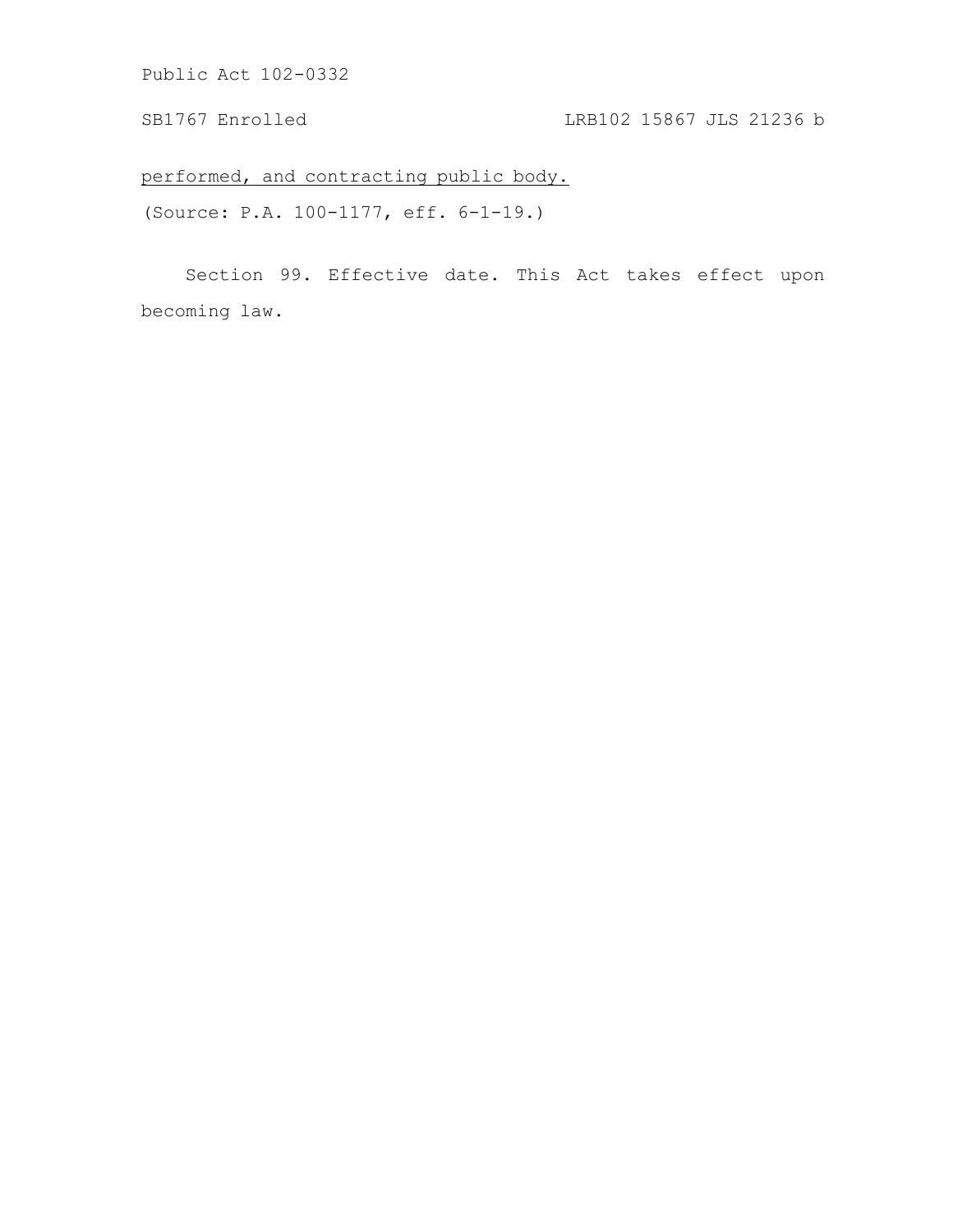performed, and contracting public body.

(Source: P.A. 100-1177, eff. 6-1-19.)

Section 99. Effective date. This Act takes effect upon becoming law.